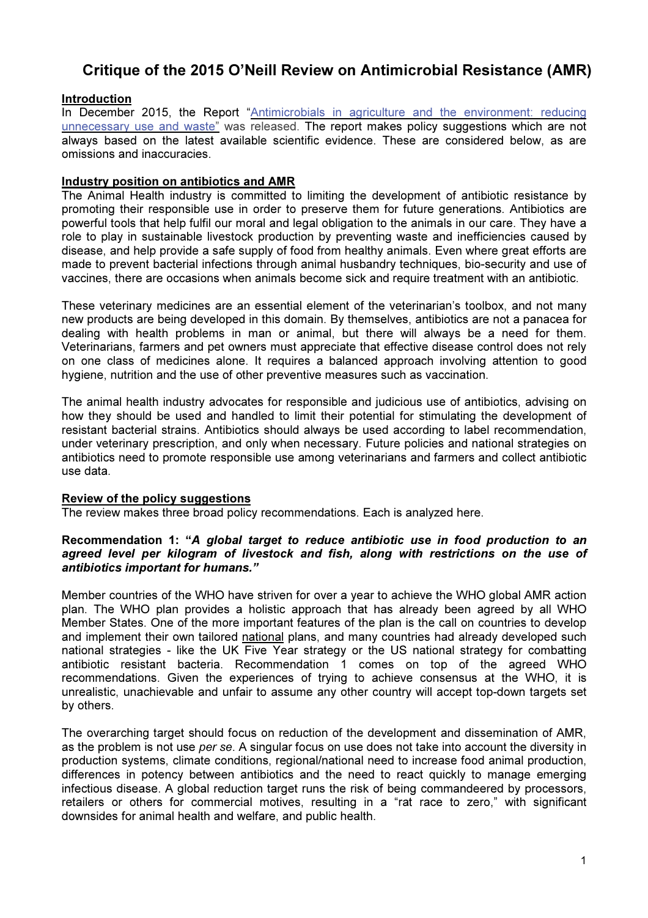# Critique of the 2015 O'Neill Review on Antimicrobial Resistance (AMR)

## Introduction

In December 2015, the Report "Antimicrobials in agriculture and the environment: reducing unnecessary use and waste" was released. The report makes policy suggestions which are not always based on the latest available scientific evidence. These are considered below, as are omissions and inaccuracies.

## Industry position on antibiotics and AMR

The Animal Health industry is committed to limiting the development of antibiotic resistance by promoting their responsible use in order to preserve them for future generations. Antibiotics are powerful tools that help fulfil our moral and legal obligation to the animals in our care. They have a role to play in sustainable livestock production by preventing waste and inefficiencies caused by disease, and help provide a safe supply of food from healthy animals. Even where great efforts are made to prevent bacterial infections through animal husbandry techniques, bio-security and use of vaccines, there are occasions when animals become sick and require treatment with an antibiotic.

These veterinary medicines are an essential element of the veterinarian's toolbox, and not many new products are being developed in this domain. By themselves, antibiotics are not a panacea for dealing with health problems in man or animal, but there will always be a need for them. Veterinarians, farmers and pet owners must appreciate that effective disease control does not rely on one class of medicines alone. It requires a balanced approach involving attention to good hygiene, nutrition and the use of other preventive measures such as vaccination.

The animal health industry advocates for responsible and judicious use of antibiotics, advising on how they should be used and handled to limit their potential for stimulating the development of resistant bacterial strains. Antibiotics should always be used according to label recommendation, under veterinary prescription, and only when necessary. Future policies and national strategies on antibiotics need to promote responsible use among veterinarians and farmers and collect antibiotic use data.

## Review of the policy suggestions

The review makes three broad policy recommendations. Each is analyzed here.

### Recommendation 1: *"A global target to reduce antibiotic use in food production to an agreed level per kilogram of livestock and fish, along with restrictions on the use of antibiotics important for humans."*

Member countries of the WHO have striven for over a year to achieve the WHO global AMR action plan. The WHO plan provides a holistic approach that has already been agreed by all WHO Member States. One of the more important features of the plan is the call on countries to develop and implement their own tailored national plans, and many countries had already developed such national strategies - like the UK Five Year strategy or the US national strategy for combatting antibiotic resistant bacteria. Recommendation 1 comes on top of the agreed WHO recommendations. Given the experiences of trying to achieve consensus at the WHO, it is unrealistic, unachievable and unfair to assume any other country will accept top-down targets set by others.

The overarching target should focus on reduction of the development and dissemination of AMR, as the problem is not use *per se*. A singular focus on use does not take into account the diversity in production systems, climate conditions, regional/national need to increase food animal production, differences in potency between antibiotics and the need to react quickly to manage emerging infectious disease. A global reduction target runs the risk of being commandeered by processors, retailers or others for commercial motives, resulting in a "rat race to zero," with significant downsides for animal health and welfare, and public health.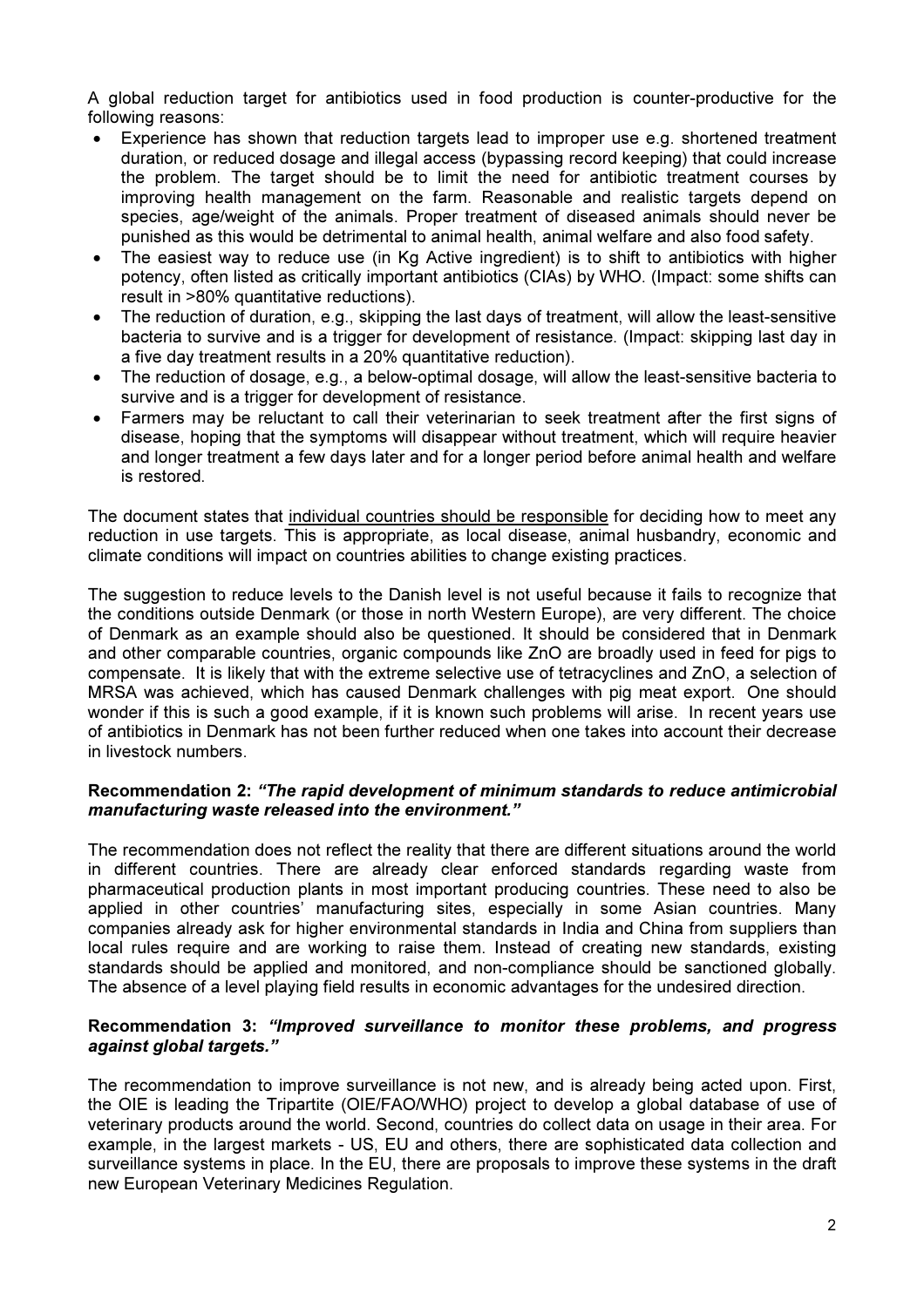A global reduction target for antibiotics used in food production is counter-productive for the following reasons:

- Experience has shown that reduction targets lead to improper use e.g. shortened treatment duration, or reduced dosage and illegal access (bypassing record keeping) that could increase the problem. The target should be to limit the need for antibiotic treatment courses by improving health management on the farm. Reasonable and realistic targets depend on species, age/weight of the animals. Proper treatment of diseased animals should never be punished as this would be detrimental to animal health, animal welfare and also food safety.
- The easiest way to reduce use (in Kg Active ingredient) is to shift to antibiotics with higher potency, often listed as critically important antibiotics (CIAs) by WHO. (Impact: some shifts can result in >80% quantitative reductions).
- The reduction of duration, e.g., skipping the last days of treatment, will allow the least-sensitive bacteria to survive and is a trigger for development of resistance. (Impact: skipping last day in a five day treatment results in a 20% quantitative reduction).
- The reduction of dosage, e.g., a below-optimal dosage, will allow the least-sensitive bacteria to survive and is a trigger for development of resistance.
- Farmers may be reluctant to call their veterinarian to seek treatment after the first signs of disease, hoping that the symptoms will disappear without treatment, which will require heavier and longer treatment a few days later and for a longer period before animal health and welfare is restored.

The document states that <u>individual countries should be responsible</u> for deciding how to meet any reduction in use targets. This is appropriate, as local disease, animal husbandry, economic and climate conditions will impact on countries abilities to change existing practices.

The suggestion to reduce levels to the Danish level is not useful because it fails to recognize that the conditions outside Denmark (or those in north Western Europe), are very different. The choice of Denmark as an example should also be questioned. It should be considered that in Denmark and other comparable countries, organic compounds like ZnO are broadly used in feed for pigs to compensate. It is likely that with the extreme selective use of tetracyclines and ZnO, a selection of MRSA was achieved, which has caused Denmark challenges with pig meat export. One should wonder if this is such a good example, if it is known such problems will arise. In recent years use of antibiotics in Denmark has not been further reduced when one takes into account their decrease in livestock numbers.

**Recommendation 2:** ***"The rapid development of minimum standards to reduce antimicrobial manufacturing waste released into the environment."***

The recommendation does not reflect the reality that there are different situations around the world in different countries. There are already clear enforced standards regarding waste from pharmaceutical production plants in most important producing countries. These need to also be applied in other countries' manufacturing sites, especially in some Asian countries. Many companies already ask for higher environmental standards in India and China from suppliers than local rules require and are working to raise them. Instead of creating new standards, existing standards should be applied and monitored, and non-compliance should be sanctioned globally. The absence of a level playing field results in economic advantages for the undesired direction.

**Recommendation 3:** ***"Improved surveillance to monitor these problems, and progress against global targets."***

The recommendation to improve surveillance is not new, and is already being acted upon. First, the OIE is leading the Tripartite (OIE/FAO/WHO) project to develop a global database of use of veterinary products around the world. Second, countries do collect data on usage in their area. For example, in the largest markets - US, EU and others, there are sophisticated data collection and surveillance systems in place. In the EU, there are proposals to improve these systems in the draft new European Veterinary Medicines Regulation.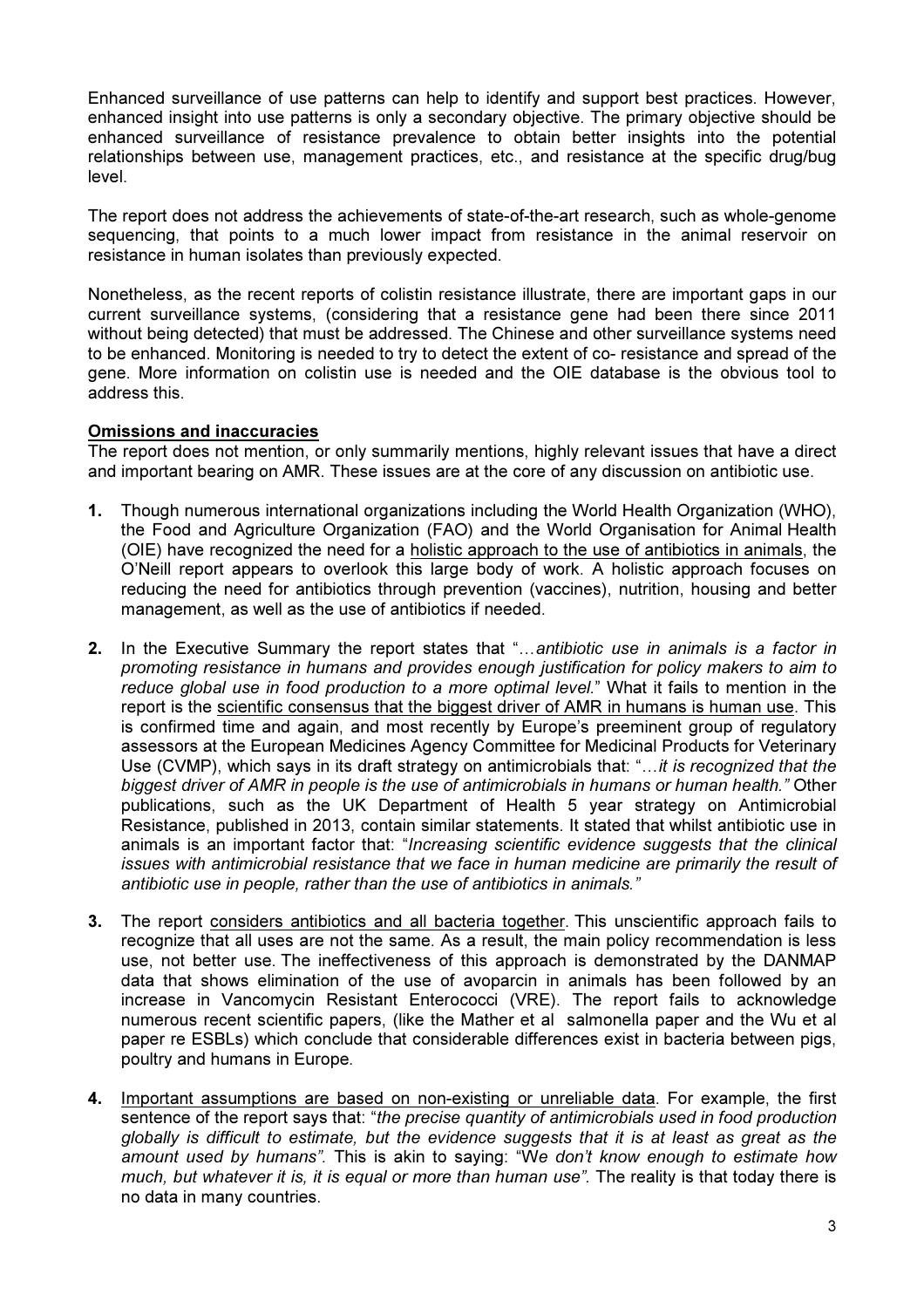Enhanced surveillance of use patterns can help to identify and support best practices. However, enhanced insight into use patterns is only a secondary objective. The primary objective should be enhanced surveillance of resistance prevalence to obtain better insights into the potential relationships between use, management practices, etc., and resistance at the specific drug/bug level.

The report does not address the achievements of state-of-the-art research, such as whole-genome sequencing, that points to a much lower impact from resistance in the animal reservoir on resistance in human isolates than previously expected.

Nonetheless, as the recent reports of colistin resistance illustrate, there are important gaps in our current surveillance systems, (considering that a resistance gene had been there since 2011 without being detected) that must be addressed. The Chinese and other surveillance systems need to be enhanced. Monitoring is needed to try to detect the extent of co- resistance and spread of the gene. More information on colistin use is needed and the OIE database is the obvious tool to address this.

<u>Omissions and inaccuracies</u>

The report does not mention, or only summarily mentions, highly relevant issues that have a direct and important bearing on AMR. These issues are at the core of any discussion on antibiotic use.

1. Though numerous international organizations including the World Health Organization (WHO), the Food and Agriculture Organization (FAO) and the World Organisation for Animal Health (OIE) have recognized the need for a <u>holistic approach to the use of antibiotics in animals</u>, the O'Neill report appears to overlook this large body of work. A holistic approach focuses on reducing the need for antibiotics through prevention (vaccines), nutrition, housing and better management, as well as the use of antibiotics if needed.

2. In the Executive Summary the report states that "*…antibiotic use in animals is a factor in promoting resistance in humans and provides enough justification for policy makers to aim to reduce global use in food production to a more optimal level.*" What it fails to mention in the report is the <u>scientific consensus that the biggest driver of AMR in humans is human use</u>. This is confirmed time and again, and most recently by Europe's preeminent group of regulatory assessors at the European Medicines Agency Committee for Medicinal Products for Veterinary Use (CVMP), which says in its draft strategy on antimicrobials that: "*…it is recognized that the biggest driver of AMR in people is the use of antimicrobials in humans or human health.*" Other publications, such as the UK Department of Health 5 year strategy on Antimicrobial Resistance, published in 2013, contain similar statements. It stated that whilst antibiotic use in animals is an important factor that: "*Increasing scientific evidence suggests that the clinical issues with antimicrobial resistance that we face in human medicine are primarily the result of antibiotic use in people, rather than the use of antibiotics in animals.*"

3. The report <u>considers antibiotics and all bacteria together</u>. This unscientific approach fails to recognize that all uses are not the same. As a result, the main policy recommendation is less use, not better use. The ineffectiveness of this approach is demonstrated by the DANMAP data that shows elimination of the use of avoparcin in animals has been followed by an increase in Vancomycin Resistant Enterococci (VRE). The report fails to acknowledge numerous recent scientific papers, (like the Mather et al salmonella paper and the Wu et al paper re ESBLs) which conclude that considerable differences exist in bacteria between pigs, poultry and humans in Europe.

4. <u>Important assumptions are based on non-existing or unreliable data</u>. For example, the first sentence of the report says that: "*the precise quantity of antimicrobials used in food production globally is difficult to estimate, but the evidence suggests that it is at least as great as the amount used by humans*". This is akin to saying: "*We don't know enough to estimate how much, but whatever it is, it is equal or more than human use*". The reality is that today there is no data in many countries.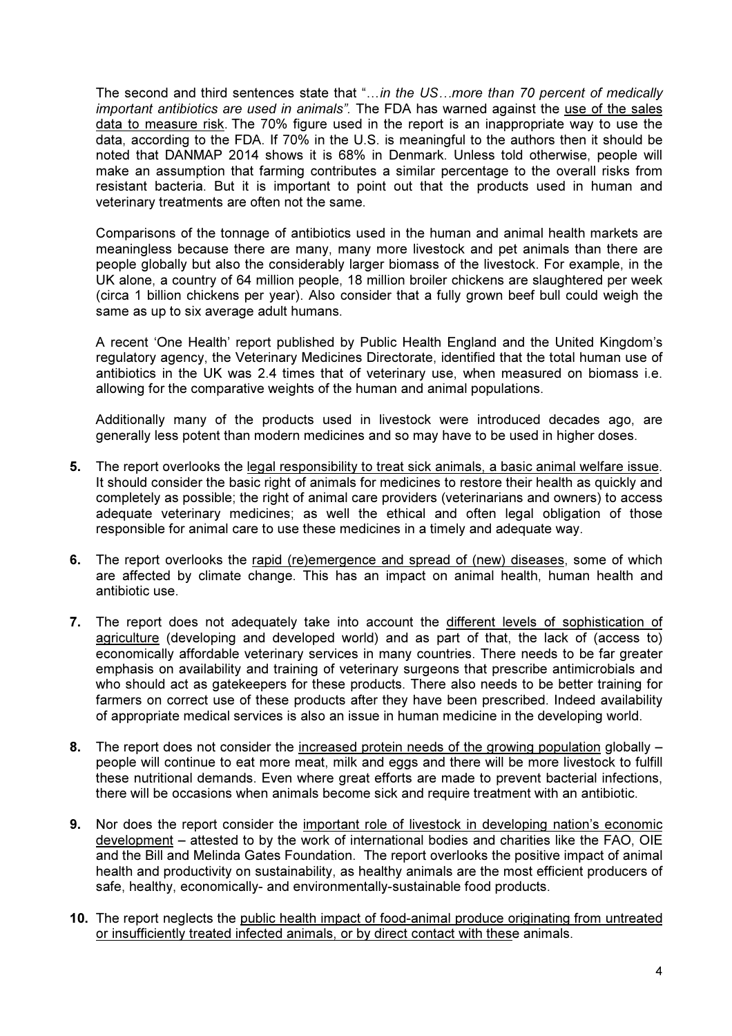The second and third sentences state that "*…in the US…more than 70 percent of medically important antibiotics are used in animals".* The FDA has warned against the <u>use of the sales data to measure risk</u>. The 70% figure used in the report is an inappropriate way to use the data, according to the FDA. If 70% in the U.S. is meaningful to the authors then it should be noted that DANMAP 2014 shows it is 68% in Denmark. Unless told otherwise, people will make an assumption that farming contributes a similar percentage to the overall risks from resistant bacteria. But it is important to point out that the products used in human and veterinary treatments are often not the same.

Comparisons of the tonnage of antibiotics used in the human and animal health markets are meaningless because there are many, many more livestock and pet animals than there are people globally but also the considerably larger biomass of the livestock. For example, in the UK alone, a country of 64 million people, 18 million broiler chickens are slaughtered per week (circa 1 billion chickens per year). Also consider that a fully grown beef bull could weigh the same as up to six average adult humans.

A recent 'One Health' report published by Public Health England and the United Kingdom's regulatory agency, the Veterinary Medicines Directorate, identified that the total human use of antibiotics in the UK was 2.4 times that of veterinary use, when measured on biomass i.e. allowing for the comparative weights of the human and animal populations.

Additionally many of the products used in livestock were introduced decades ago, are generally less potent than modern medicines and so may have to be used in higher doses.

**5.** The report overlooks the <u>legal responsibility to treat sick animals, a basic animal welfare issue</u>. It should consider the basic right of animals for medicines to restore their health as quickly and completely as possible; the right of animal care providers (veterinarians and owners) to access adequate veterinary medicines; as well the ethical and often legal obligation of those responsible for animal care to use these medicines in a timely and adequate way.

**6.** The report overlooks the <u>rapid (re)emergence and spread of (new) diseases</u>, some of which are affected by climate change. This has an impact on animal health, human health and antibiotic use.

**7.** The report does not adequately take into account the <u>different levels of sophistication of agriculture</u> (developing and developed world) and as part of that, the lack of (access to) economically affordable veterinary services in many countries. There needs to be far greater emphasis on availability and training of veterinary surgeons that prescribe antimicrobials and who should act as gatekeepers for these products. There also needs to be better training for farmers on correct use of these products after they have been prescribed. Indeed availability of appropriate medical services is also an issue in human medicine in the developing world.

**8.** The report does not consider the <u>increased protein needs of the growing population</u> globally – people will continue to eat more meat, milk and eggs and there will be more livestock to fulfill these nutritional demands. Even where great efforts are made to prevent bacterial infections, there will be occasions when animals become sick and require treatment with an antibiotic.

**9.** Nor does the report consider the <u>important role of livestock in developing nation's economic development</u> – attested to by the work of international bodies and charities like the FAO, OIE and the Bill and Melinda Gates Foundation. The report overlooks the positive impact of animal health and productivity on sustainability, as healthy animals are the most efficient producers of safe, healthy, economically- and environmentally-sustainable food products.

**10.** The report neglects the <u>public health impact of food-animal produce originating from untreated or insufficiently treated infected animals, or by direct contact with these</u> animals.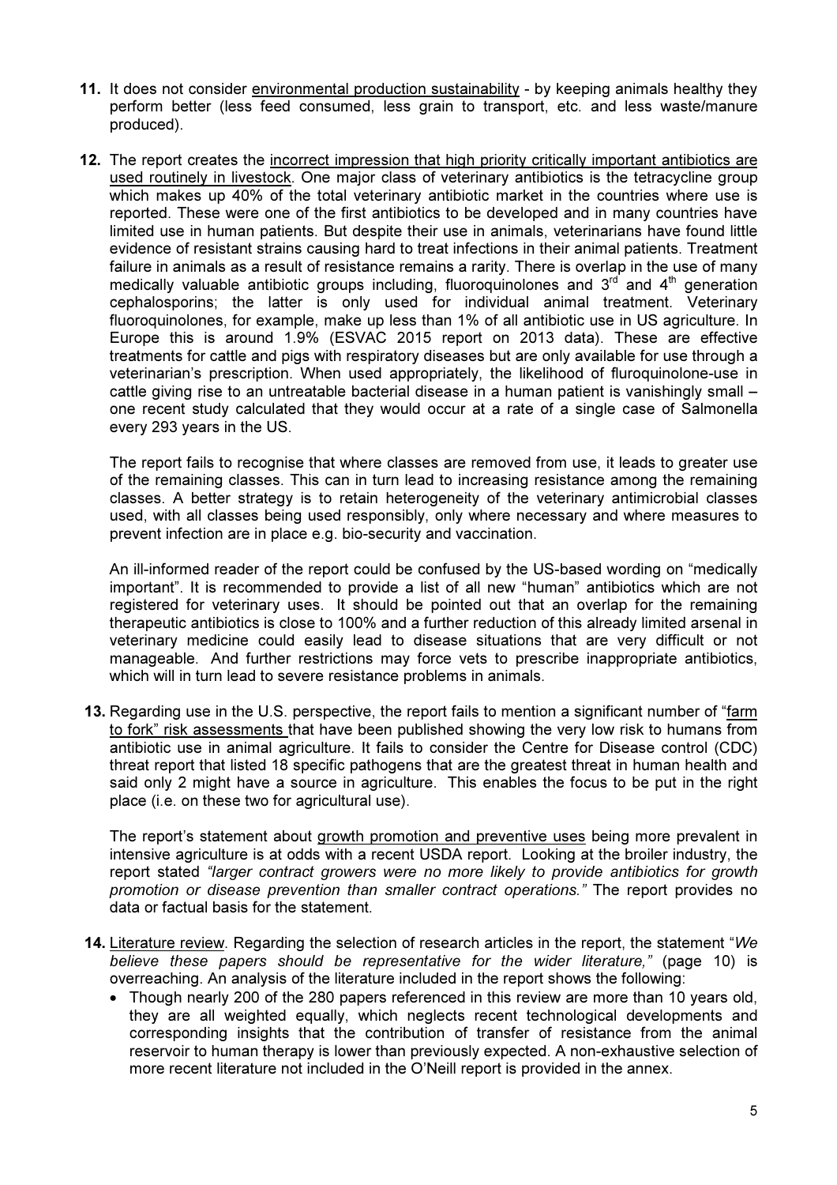11. It does not consider <u>environmental production sustainability</u> - by keeping animals healthy they perform better (less feed consumed, less grain to transport, etc. and less waste/manure produced).

12. The report creates the <u>incorrect impression that high priority critically important antibiotics are used routinely in livestock</u>. One major class of veterinary antibiotics is the tetracycline group which makes up 40% of the total veterinary antibiotic market in the countries where use is reported. These were one of the first antibiotics to be developed and in many countries have limited use in human patients. But despite their use in animals, veterinarians have found little evidence of resistant strains causing hard to treat infections in their animal patients. Treatment failure in animals as a result of resistance remains a rarity. There is overlap in the use of many medically valuable antibiotic groups including, fluoroquinolones and 3rd and 4th generation cephalosporins; the latter is only used for individual animal treatment. Veterinary fluoroquinolones, for example, make up less than 1% of all antibiotic use in US agriculture. In Europe this is around 1.9% (ESVAC 2015 report on 2013 data). These are effective treatments for cattle and pigs with respiratory diseases but are only available for use through a veterinarian's prescription. When used appropriately, the likelihood of fluroquinolone-use in cattle giving rise to an untreatable bacterial disease in a human patient is vanishingly small – one recent study calculated that they would occur at a rate of a single case of Salmonella every 293 years in the US.

    The report fails to recognise that where classes are removed from use, it leads to greater use of the remaining classes. This can in turn lead to increasing resistance among the remaining classes. A better strategy is to retain heterogeneity of the veterinary antimicrobial classes used, with all classes being used responsibly, only where necessary and where measures to prevent infection are in place e.g. bio-security and vaccination.

    An ill-informed reader of the report could be confused by the US-based wording on "medically important". It is recommended to provide a list of all new "human" antibiotics which are not registered for veterinary uses. It should be pointed out that an overlap for the remaining therapeutic antibiotics is close to 100% and a further reduction of this already limited arsenal in veterinary medicine could easily lead to disease situations that are very difficult or not manageable. And further restrictions may force vets to prescribe inappropriate antibiotics, which will in turn lead to severe resistance problems in animals.

13. Regarding use in the U.S. perspective, the report fails to mention a significant number of <u>"farm to fork" risk assessments</u> that have been published showing the very low risk to humans from antibiotic use in animal agriculture. It fails to consider the Centre for Disease control (CDC) threat report that listed 18 specific pathogens that are the greatest threat in human health and said only 2 might have a source in agriculture. This enables the focus to be put in the right place (i.e. on these two for agricultural use).

    The report's statement about <u>growth promotion and preventive uses</u> being more prevalent in intensive agriculture is at odds with a recent USDA report. Looking at the broiler industry, the report stated *"larger contract growers were no more likely to provide antibiotics for growth promotion or disease prevention than smaller contract operations."* The report provides no data or factual basis for the statement.

14. <u>Literature review</u>. Regarding the selection of research articles in the report, the statement "*We believe these papers should be representative for the wider literature,*" (page 10) is overreaching. An analysis of the literature included in the report shows the following:
    - Though nearly 200 of the 280 papers referenced in this review are more than 10 years old, they are all weighted equally, which neglects recent technological developments and corresponding insights that the contribution of transfer of resistance from the animal reservoir to human therapy is lower than previously expected. A non-exhaustive selection of more recent literature not included in the O'Neill report is provided in the annex.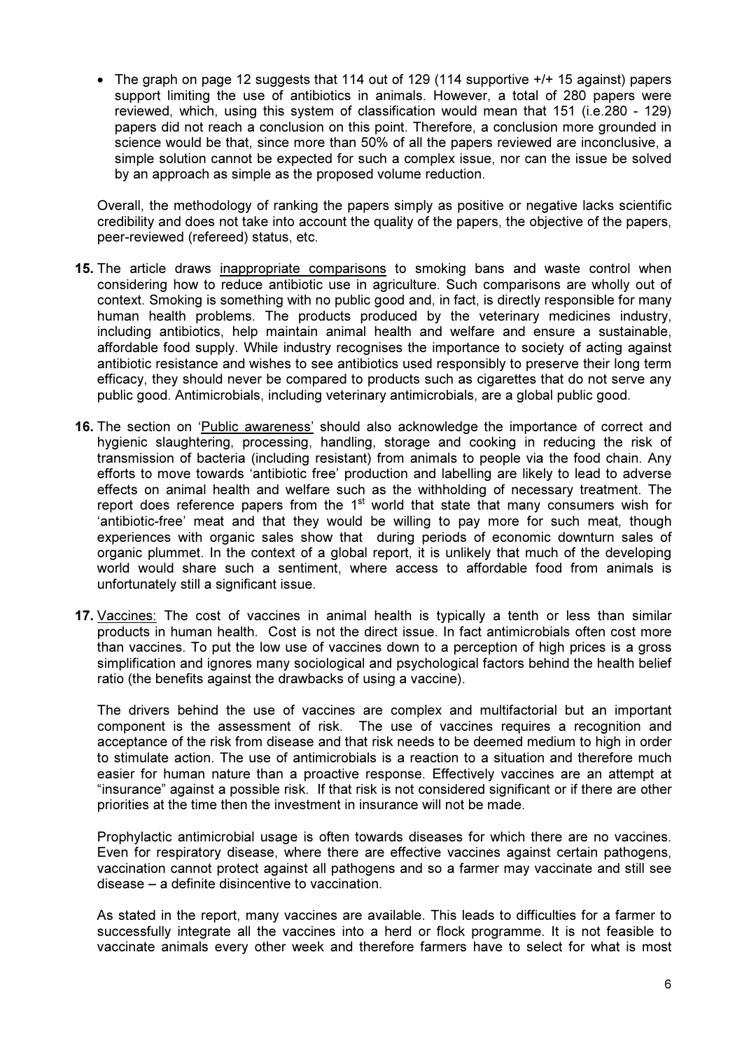- The graph on page 12 suggests that 114 out of 129 (114 supportive +/+ 15 against) papers support limiting the use of antibiotics in animals. However, a total of 280 papers were reviewed, which, using this system of classification would mean that 151 (i.e.280 - 129) papers did not reach a conclusion on this point. Therefore, a conclusion more grounded in science would be that, since more than 50% of all the papers reviewed are inconclusive, a simple solution cannot be expected for such a complex issue, nor can the issue be solved by an approach as simple as the proposed volume reduction.

  Overall, the methodology of ranking the papers simply as positive or negative lacks scientific credibility and does not take into account the quality of the papers, the objective of the papers, peer-reviewed (refereed) status, etc.

**15.** The article draws inappropriate comparisons to smoking bans and waste control when considering how to reduce antibiotic use in agriculture. Such comparisons are wholly out of context. Smoking is something with no public good and, in fact, is directly responsible for many human health problems. The products produced by the veterinary medicines industry, including antibiotics, help maintain animal health and welfare and ensure a sustainable, affordable food supply. While industry recognises the importance to society of acting against antibiotic resistance and wishes to see antibiotics used responsibly to preserve their long term efficacy, they should never be compared to products such as cigarettes that do not serve any public good. Antimicrobials, including veterinary antimicrobials, are a global public good.

**16.** The section on 'Public awareness' should also acknowledge the importance of correct and hygienic slaughtering, processing, handling, storage and cooking in reducing the risk of transmission of bacteria (including resistant) from animals to people via the food chain. Any efforts to move towards 'antibiotic free' production and labelling are likely to lead to adverse effects on animal health and welfare such as the withholding of necessary treatment. The report does reference papers from the 1st world that state that many consumers wish for 'antibiotic-free' meat and that they would be willing to pay more for such meat, though experiences with organic sales show that during periods of economic downturn sales of organic plummet. In the context of a global report, it is unlikely that much of the developing world would share such a sentiment, where access to affordable food from animals is unfortunately still a significant issue.

**17.** Vaccines: The cost of vaccines in animal health is typically a tenth or less than similar products in human health. Cost is not the direct issue. In fact antimicrobials often cost more than vaccines. To put the low use of vaccines down to a perception of high prices is a gross simplification and ignores many sociological and psychological factors behind the health belief ratio (the benefits against the drawbacks of using a vaccine).

  The drivers behind the use of vaccines are complex and multifactorial but an important component is the assessment of risk. The use of vaccines requires a recognition and acceptance of the risk from disease and that risk needs to be deemed medium to high in order to stimulate action. The use of antimicrobials is a reaction to a situation and therefore much easier for human nature than a proactive response. Effectively vaccines are an attempt at "insurance" against a possible risk. If that risk is not considered significant or if there are other priorities at the time then the investment in insurance will not be made.

  Prophylactic antimicrobial usage is often towards diseases for which there are no vaccines. Even for respiratory disease, where there are effective vaccines against certain pathogens, vaccination cannot protect against all pathogens and so a farmer may vaccinate and still see disease – a definite disincentive to vaccination.

  As stated in the report, many vaccines are available. This leads to difficulties for a farmer to successfully integrate all the vaccines into a herd or flock programme. It is not feasible to vaccinate animals every other week and therefore farmers have to select for what is most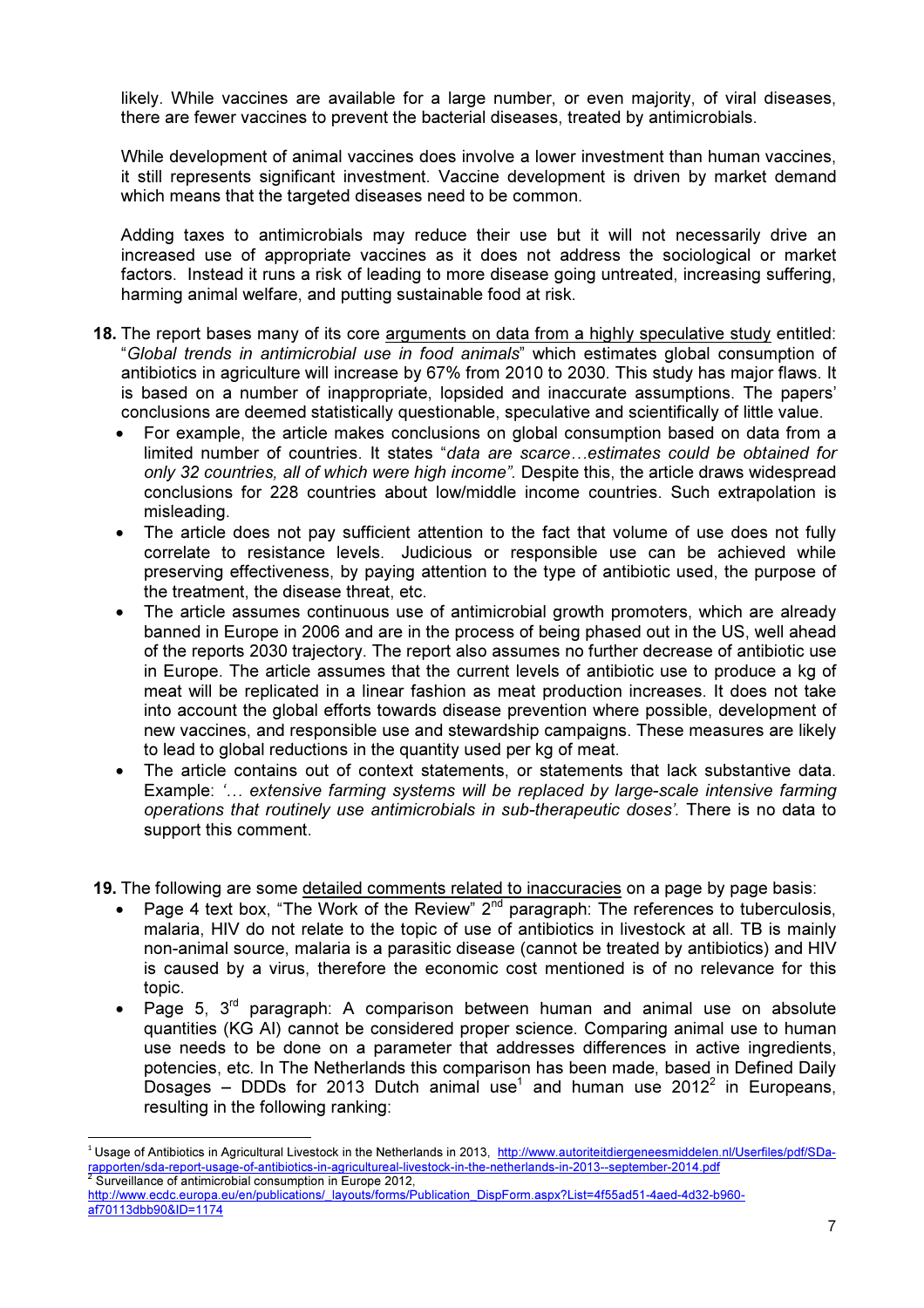likely. While vaccines are available for a large number, or even majority, of viral diseases, there are fewer vaccines to prevent the bacterial diseases, treated by antimicrobials.

While development of animal vaccines does involve a lower investment than human vaccines, it still represents significant investment. Vaccine development is driven by market demand which means that the targeted diseases need to be common.

Adding taxes to antimicrobials may reduce their use but it will not necessarily drive an increased use of appropriate vaccines as it does not address the sociological or market factors. Instead it runs a risk of leading to more disease going untreated, increasing suffering, harming animal welfare, and putting sustainable food at risk.

**18.** The report bases many of its core arguments on data from a highly speculative study entitled: "*Global trends in antimicrobial use in food animals*" which estimates global consumption of antibiotics in agriculture will increase by 67% from 2010 to 2030. This study has major flaws. It is based on a number of inappropriate, lopsided and inaccurate assumptions. The papers' conclusions are deemed statistically questionable, speculative and scientifically of little value.

- For example, the article makes conclusions on global consumption based on data from a limited number of countries. It states "*data are scarce…estimates could be obtained for only 32 countries, all of which were high income"*. Despite this, the article draws widespread conclusions for 228 countries about low/middle income countries. Such extrapolation is misleading.
- The article does not pay sufficient attention to the fact that volume of use does not fully correlate to resistance levels. Judicious or responsible use can be achieved while preserving effectiveness, by paying attention to the type of antibiotic used, the purpose of the treatment, the disease threat, etc.
- The article assumes continuous use of antimicrobial growth promoters, which are already banned in Europe in 2006 and are in the process of being phased out in the US, well ahead of the reports 2030 trajectory. The report also assumes no further decrease of antibiotic use in Europe. The article assumes that the current levels of antibiotic use to produce a kg of meat will be replicated in a linear fashion as meat production increases. It does not take into account the global efforts towards disease prevention where possible, development of new vaccines, and responsible use and stewardship campaigns. These measures are likely to lead to global reductions in the quantity used per kg of meat.
- The article contains out of context statements, or statements that lack substantive data. Example: *'… extensive farming systems will be replaced by large-scale intensive farming operations that routinely use antimicrobials in sub-therapeutic doses'.* There is no data to support this comment.

**19.** The following are some detailed comments related to inaccuracies on a page by page basis:

- Page 4 text box, "The Work of the Review" 2nd paragraph: The references to tuberculosis, malaria, HIV do not relate to the topic of use of antibiotics in livestock at all. TB is mainly non-animal source, malaria is a parasitic disease (cannot be treated by antibiotics) and HIV is caused by a virus, therefore the economic cost mentioned is of no relevance for this topic.
- Page 5, 3rd paragraph: A comparison between human and animal use on absolute quantities (KG AI) cannot be considered proper science. Comparing animal use to human use needs to be done on a parameter that addresses differences in active ingredients, potencies, etc. In The Netherlands this comparison has been made, based in Defined Daily Dosages – DDDs for 2013 Dutch animal use[1] and human use 2012[2] in Europeans, resulting in the following ranking:

[1] Usage of Antibiotics in Agricultural Livestock in the Netherlands in 2013, http://www.autoriteitdiergeneesmiddelen.nl/Userfiles/pdf/SDa-rapporten/sda-report-usage-of-antibiotics-in-agricultureal-livestock-in-the-netherlands-in-2013--september-2014.pdf

[2] Surveillance of antimicrobial consumption in Europe 2012, http://www.ecdc.europa.eu/en/publications/_layouts/forms/Publication_DispForm.aspx?List=4f55ad51-4aed-4d32-b960-af70113dbb90&ID=1174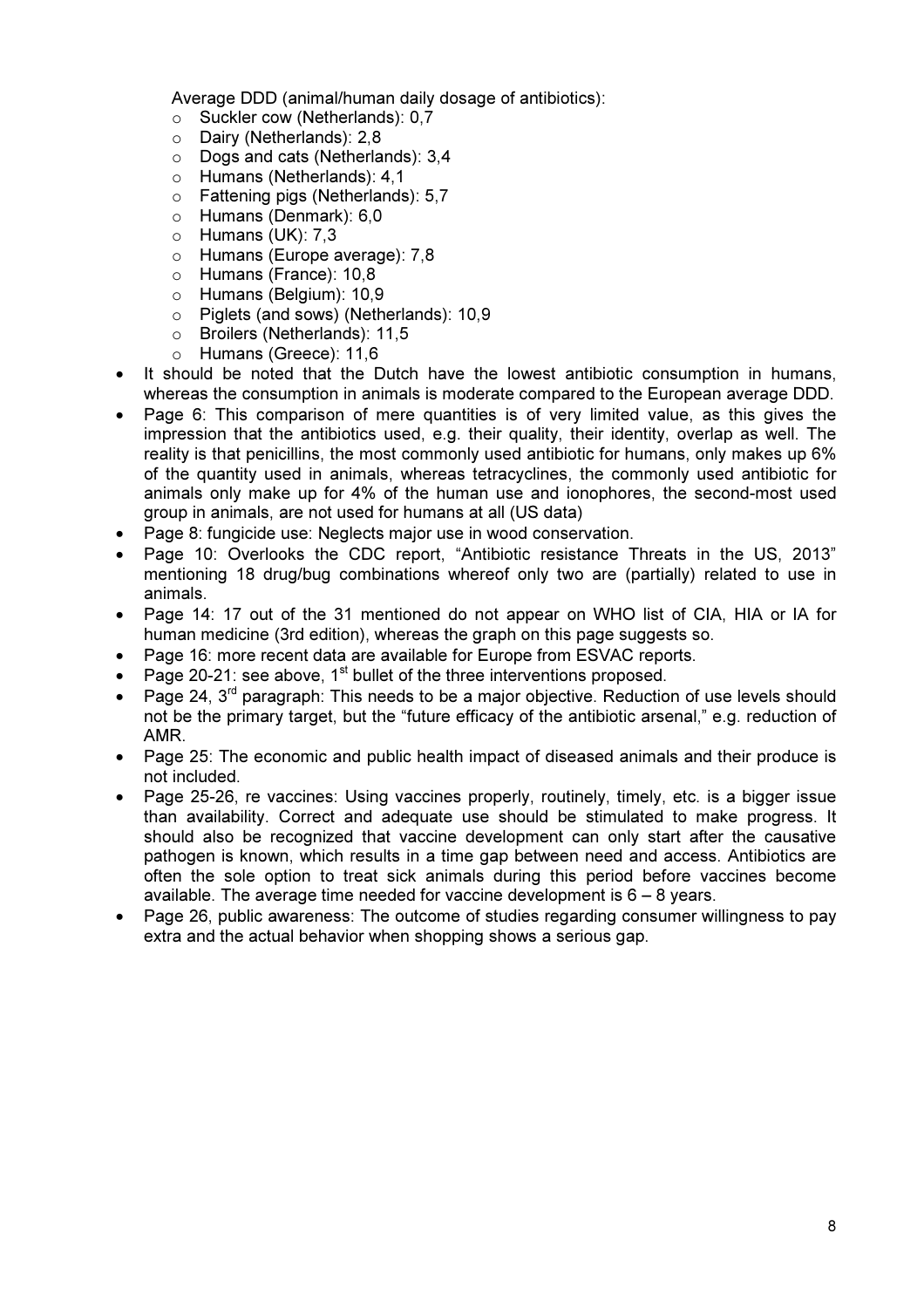Average DDD (animal/human daily dosage of antibiotics):

- Suckler cow (Netherlands): 0,7
- Dairy (Netherlands): 2,8
- Dogs and cats (Netherlands): 3,4
- Humans (Netherlands): 4,1
- Fattening pigs (Netherlands): 5,7
- Humans (Denmark): 6,0
- Humans (UK): 7,3
- Humans (Europe average): 7,8
- Humans (France): 10,8
- Humans (Belgium): 10,9
- Piglets (and sows) (Netherlands): 10,9
- Broilers (Netherlands): 11,5
- Humans (Greece): 11,6

- It should be noted that the Dutch have the lowest antibiotic consumption in humans, whereas the consumption in animals is moderate compared to the European average DDD.
- Page 6: This comparison of mere quantities is of very limited value, as this gives the impression that the antibiotics used, e.g. their quality, their identity, overlap as well. The reality is that penicillins, the most commonly used antibiotic for humans, only makes up 6% of the quantity used in animals, whereas tetracyclines, the commonly used antibiotic for animals only make up for 4% of the human use and ionophores, the second-most used group in animals, are not used for humans at all (US data)
- Page 8: fungicide use: Neglects major use in wood conservation.
- Page 10: Overlooks the CDC report, "Antibiotic resistance Threats in the US, 2013" mentioning 18 drug/bug combinations whereof only two are (partially) related to use in animals.
- Page 14: 17 out of the 31 mentioned do not appear on WHO list of CIA, HIA or IA for human medicine (3rd edition), whereas the graph on this page suggests so.
- Page 16: more recent data are available for Europe from ESVAC reports.
- Page 20-21: see above, 1st bullet of the three interventions proposed.
- Page 24, 3rd paragraph: This needs to be a major objective. Reduction of use levels should not be the primary target, but the "future efficacy of the antibiotic arsenal," e.g. reduction of AMR.
- Page 25: The economic and public health impact of diseased animals and their produce is not included.
- Page 25-26, re vaccines: Using vaccines properly, routinely, timely, etc. is a bigger issue than availability. Correct and adequate use should be stimulated to make progress. It should also be recognized that vaccine development can only start after the causative pathogen is known, which results in a time gap between need and access. Antibiotics are often the sole option to treat sick animals during this period before vaccines become available. The average time needed for vaccine development is 6 – 8 years.
- Page 26, public awareness: The outcome of studies regarding consumer willingness to pay extra and the actual behavior when shopping shows a serious gap.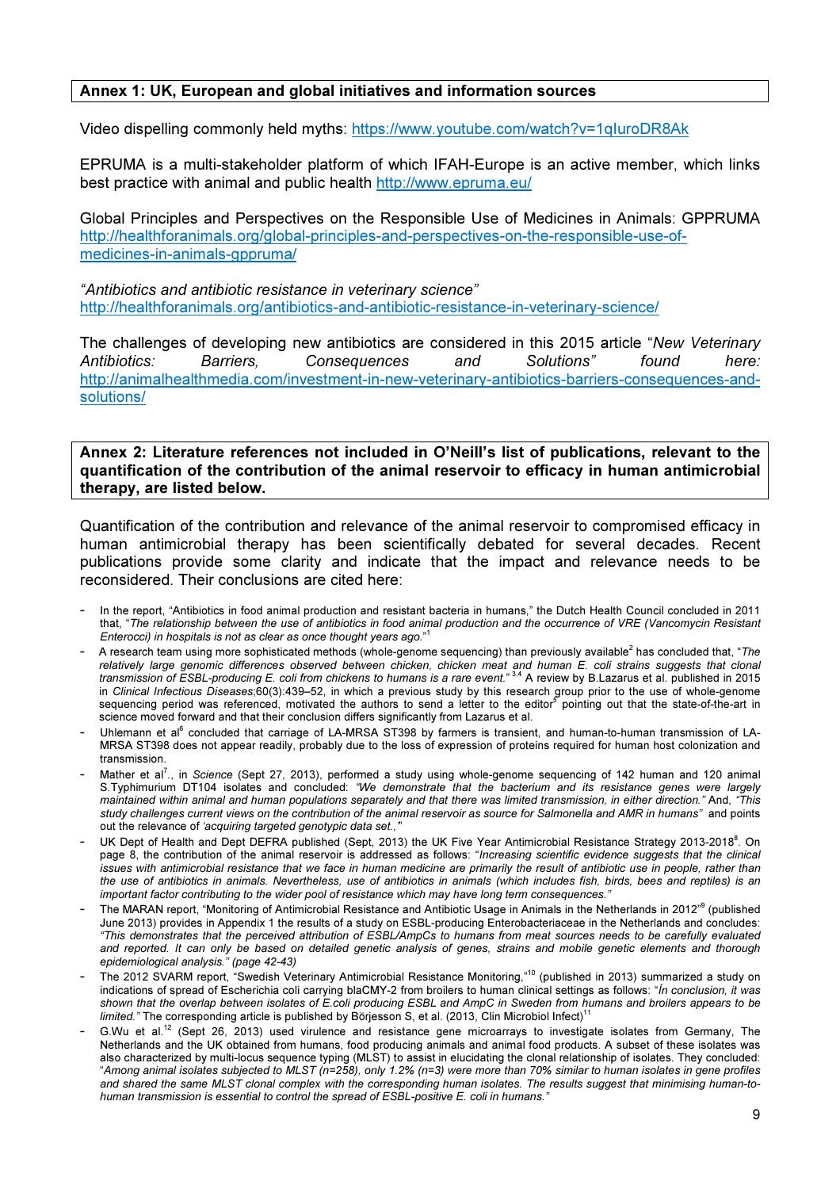**Annex 1: UK, European and global initiatives and information sources**

Video dispelling commonly held myths: https://www.youtube.com/watch?v=1qIuroDR8Ak

EPRUMA is a multi-stakeholder platform of which IFAH-Europe is an active member, which links best practice with animal and public health http://www.epruma.eu/

Global Principles and Perspectives on the Responsible Use of Medicines in Animals: GPPRUMA http://healthforanimals.org/global-principles-and-perspectives-on-the-responsible-use-of-medicines-in-animals-gppruma/

*"Antibiotics and antibiotic resistance in veterinary science"* http://healthforanimals.org/antibiotics-and-antibiotic-resistance-in-veterinary-science/

The challenges of developing new antibiotics are considered in this 2015 article "*New Veterinary Antibiotics: Barriers, Consequences and Solutions*" found here: http://animalhealthmedia.com/investment-in-new-veterinary-antibiotics-barriers-consequences-and-solutions/

**Annex 2: Literature references not included in O'Neill's list of publications, relevant to the quantification of the contribution of the animal reservoir to efficacy in human antimicrobial therapy, are listed below.**

Quantification of the contribution and relevance of the animal reservoir to compromised efficacy in human antimicrobial therapy has been scientifically debated for several decades. Recent publications provide some clarity and indicate that the impact and relevance needs to be reconsidered. Their conclusions are cited here:

- In the report, "Antibiotics in food animal production and resistant bacteria in humans," the Dutch Health Council concluded in 2011 that, "*The relationship between the use of antibiotics in food animal production and the occurrence of VRE (Vancomycin Resistant Enterocci) in hospitals is not as clear as once thought years ago.*"[1]
- A research team using more sophisticated methods (whole-genome sequencing) than previously available[2] has concluded that, "*The relatively large genomic differences observed between chicken, chicken meat and human E. coli strains suggests that clonal transmission of ESBL-producing E. coli from chickens to humans is a rare event.*"[3,4] A review by B.Lazarus et al. published in 2015 in *Clinical Infectious Diseases*;60(3):439–52, in which a previous study by this research group prior to the use of whole-genome sequencing period was referenced, motivated the authors to send a letter to the editor[5] pointing out that the state-of-the-art in science moved forward and that their conclusion differs significantly from Lazarus et al.
- Uhlemann et al[6] concluded that carriage of LA-MRSA ST398 by farmers is transient, and human-to-human transmission of LA-MRSA ST398 does not appear readily, probably due to the loss of expression of proteins required for human host colonization and transmission.
- Mather et al[7]., in *Science* (Sept 27, 2013), performed a study using whole-genome sequencing of 142 human and 120 animal S.Typhimurium DT104 isolates and concluded: *"We demonstrate that the bacterium and its resistance genes were largely maintained within animal and human populations separately and that there was limited transmission, in either direction."* And, *"This study challenges current views on the contribution of the animal reservoir as source for Salmonella and AMR in humans"* and points out the relevance of *'acquiring targeted genotypic data set.,'*"
- UK Dept of Health and Dept DEFRA published (Sept, 2013) the UK Five Year Antimicrobial Resistance Strategy 2013-2018[8]. On page 8, the contribution of the animal reservoir is addressed as follows: "*Increasing scientific evidence suggests that the clinical issues with antimicrobial resistance that we face in human medicine are primarily the result of antibiotic use in people, rather than the use of antibiotics in animals. Nevertheless, use of antibiotics in animals (which includes fish, birds, bees and reptiles) is an important factor contributing to the wider pool of resistance which may have long term consequences."*
- The MARAN report, "Monitoring of Antimicrobial Resistance and Antibiotic Usage in Animals in the Netherlands in 2012"[9] (published June 2013) provides in Appendix 1 the results of a study on ESBL-producing Enterobacteriaceae in the Netherlands and concludes: *"This demonstrates that the perceived attribution of ESBL/AmpCs to humans from meat sources needs to be carefully evaluated and reported. It can only be based on detailed genetic analysis of genes, strains and mobile genetic elements and thorough epidemiological analysis." (page 42-43)*
- The 2012 SVARM report, "Swedish Veterinary Antimicrobial Resistance Monitoring,"[10] (published in 2013) summarized a study on indications of spread of Escherichia coli carrying blaCMY-2 from broilers to human clinical settings as follows: "*In conclusion, it was shown that the overlap between isolates of E.coli producing ESBL and AmpC in Sweden from humans and broilers appears to be limited."* The corresponding article is published by Börjesson S, et al. (2013, Clin Microbiol Infect)[11]
- G.Wu et al.[12] (Sept 26, 2013) used virulence and resistance gene microarrays to investigate isolates from Germany, The Netherlands and the UK obtained from humans, food producing animals and animal food products. A subset of these isolates was also characterized by multi-locus sequence typing (MLST) to assist in elucidating the clonal relationship of isolates. They concluded: "*Among animal isolates subjected to MLST (n=258), only 1.2% (n=3) were more than 70% similar to human isolates in gene profiles and shared the same MLST clonal complex with the corresponding human isolates. The results suggest that minimising human-to-human transmission is essential to control the spread of ESBL-positive E. coli in humans."*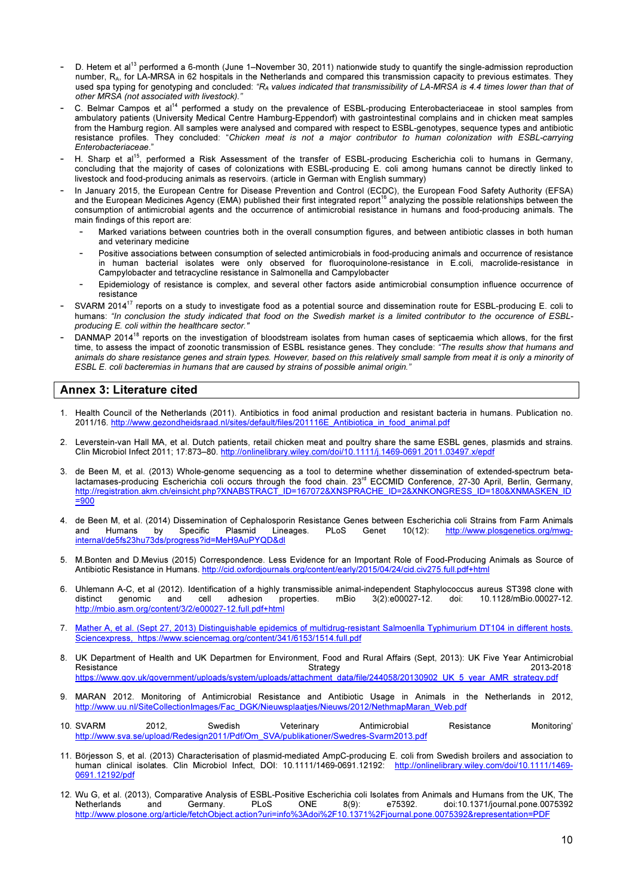- D. Hetem et al[13] performed a 6-month (June 1–November 30, 2011) nationwide study to quantify the single-admission reproduction number, $R_A$, for LA-MRSA in 62 hospitals in the Netherlands and compared this transmission capacity to previous estimates. They used spa typing for genotyping and concluded: *"$R_A$ values indicated that transmissibility of LA-MRSA is 4.4 times lower than that of other MRSA (not associated with livestock)."*
- C. Belmar Campos et al[14] performed a study on the prevalence of ESBL-producing Enterobacteriaceae in stool samples from ambulatory patients (University Medical Centre Hamburg-Eppendorf) with gastrointestinal complains and in chicken meat samples from the Hamburg region. All samples were analysed and compared with respect to ESBL-genotypes, sequence types and antibiotic resistance profiles. They concluded: "*Chicken meat is not a major contributor to human colonization with ESBL-carrying Enterobacteriaceae*."
- H. Sharp et al[15], performed a Risk Assessment of the transfer of ESBL-producing Escherichia coli to humans in Germany, concluding that the majority of cases of colonizations with ESBL-producing E. coli among humans cannot be directly linked to livestock and food-producing animals as reservoirs. (article in German with English summary)
- In January 2015, the European Centre for Disease Prevention and Control (ECDC), the European Food Safety Authority (EFSA) and the European Medicines Agency (EMA) published their first integrated report[16] analyzing the possible relationships between the consumption of antimicrobial agents and the occurrence of antimicrobial resistance in humans and food-producing animals. The main findings of this report are:
  - Marked variations between countries both in the overall consumption figures, and between antibiotic classes in both human and veterinary medicine
  - Positive associations between consumption of selected antimicrobials in food-producing animals and occurrence of resistance in human bacterial isolates were only observed for fluoroquinolone-resistance in E.coli, macrolide-resistance in Campylobacter and tetracycline resistance in Salmonella and Campylobacter
  - Epidemiology of resistance is complex, and several other factors aside antimicrobial consumption influence occurrence of resistance
- SVARM 2014[17] reports on a study to investigate food as a potential source and dissemination route for ESBL-producing E. coli to humans: *"In conclusion the study indicated that food on the Swedish market is a limited contributor to the occurence of ESBL-producing E. coli within the healthcare sector."*
- DANMAP 2014[18] reports on the investigation of bloodstream isolates from human cases of septicaemia which allows, for the first time, to assess the impact of zoonotic transmission of ESBL resistance genes. They conclude: *"The results show that humans and animals do share resistance genes and strain types. However, based on this relatively small sample from meat it is only a minority of ESBL E. coli bacteremias in humans that are caused by strains of possible animal origin."*

## Annex 3: Literature cited

1. Health Council of the Netherlands (2011). Antibiotics in food animal production and resistant bacteria in humans. Publication no. 2011/16. http://www.gezondheidsraad.nl/sites/default/files/201116E_Antibiotica_in_food_animal.pdf

2. Leverstein-van Hall MA, et al. Dutch patients, retail chicken meat and poultry share the same ESBL genes, plasmids and strains. Clin Microbiol Infect 2011; 17:873–80. http://onlinelibrary.wiley.com/doi/10.1111/j.1469-0691.2011.03497.x/epdf

3. de Been M, et al. (2013) Whole-genome sequencing as a tool to determine whether dissemination of extended-spectrum beta-lactamases-producing Escherichia coli occurs through the food chain. 23rd ECCMID Conference, 27-30 April, Berlin, Germany, http://registration.akm.ch/einsicht.php?XNABSTRACT_ID=167072&XNSPRACHE_ID=2&XNKONGRESS_ID=180&XNMASKEN_ID=900

4. de Been M, et al. (2014) Dissemination of Cephalosporin Resistance Genes between Escherichia coli Strains from Farm Animals and Humans by Specific Plasmid Lineages. PLoS Genet 10(12): http://www.plosgenetics.org/mwg-internal/de5fs23hu73ds/progress?id=MeH9AuPYQD&dl

5. M.Bonten and D.Mevius (2015) Correspondence. Less Evidence for an Important Role of Food-Producing Animals as Source of Antibiotic Resistance in Humans. http://cid.oxfordjournals.org/content/early/2015/04/24/cid.civ275.full.pdf+html

6. Uhlemann A-C, et al (2012). Identification of a highly transmissible animal-independent Staphylococcus aureus ST398 clone with distinct genomic and cell adhesion properties. mBio 3(2):e00027-12. doi: 10.1128/mBio.00027-12. http://mbio.asm.org/content/3/2/e00027-12.full.pdf+html

7. Mather A, et al. (Sept 27, 2013) Distinguishable epidemics of multidrug-resistant Salmoenlla Typhimurium DT104 in different hosts. Sciencexpress, https://www.sciencemag.org/content/341/6153/1514.full.pdf

8. UK Department of Health and UK Departmen for Environment, Food and Rural Affairs (Sept, 2013): UK Five Year Antimicrobial Resistance Strategy 2013-2018 https://www.gov.uk/government/uploads/system/uploads/attachment_data/file/244058/20130902_UK_5_year_AMR_strategy.pdf

9. MARAN 2012. Monitoring of Antimicrobial Resistance and Antibiotic Usage in Animals in the Netherlands in 2012, http://www.uu.nl/SiteCollectionImages/Fac_DGK/Nieuwsplaatjes/Nieuws/2012/NethmapMaran_Web.pdf

10. SVARM 2012, Swedish Veterinary Antimicrobial Resistance Monitoring' http://www.sva.se/upload/Redesign2011/Pdf/Om_SVA/publikationer/Swedres-Svarm2013.pdf

11. Börjesson S, et al. (2013) Characterisation of plasmid-mediated AmpC-producing E. coli from Swedish broilers and association to human clinical isolates. Clin Microbiol Infect, DOI: 10.1111/1469-0691.12192: http://onlinelibrary.wiley.com/doi/10.1111/1469-0691.12192/pdf

12. Wu G, et al. (2013), Comparative Analysis of ESBL-Positive Escherichia coli Isolates from Animals and Humans from the UK, The Netherlands and Germany. PLoS ONE 8(9): e75392. doi:10.1371/journal.pone.0075392 http://www.plosone.org/article/fetchObject.action?uri=info%3Adoi%2F10.1371%2Fjournal.pone.0075392&representation=PDF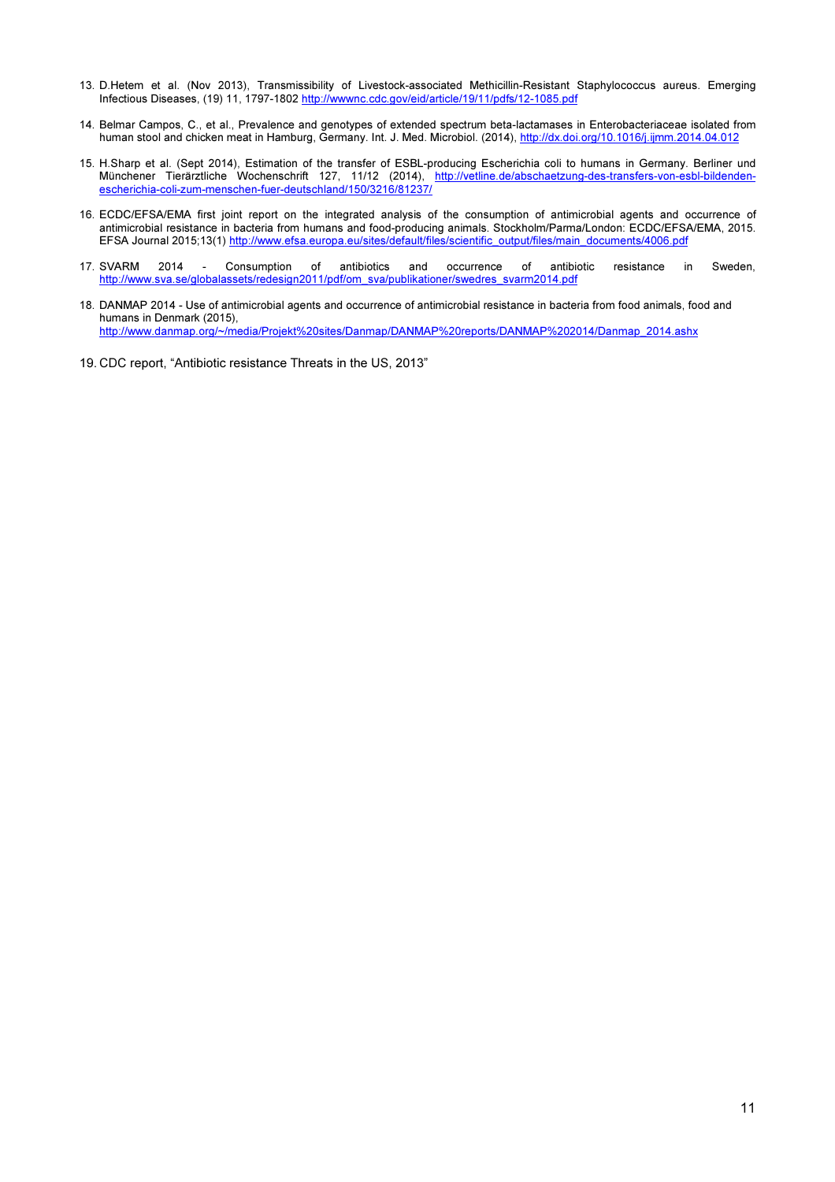13. D.Hetem et al. (Nov 2013), Transmissibility of Livestock-associated Methicillin-Resistant Staphylococcus aureus. Emerging Infectious Diseases, (19) 11, 1797-1802 http://wwwnc.cdc.gov/eid/article/19/11/pdfs/12-1085.pdf

14. Belmar Campos, C., et al., Prevalence and genotypes of extended spectrum beta-lactamases in Enterobacteriaceae isolated from human stool and chicken meat in Hamburg, Germany. Int. J. Med. Microbiol. (2014), http://dx.doi.org/10.1016/j.ijmm.2014.04.012

15. H.Sharp et al. (Sept 2014), Estimation of the transfer of ESBL-producing Escherichia coli to humans in Germany. Berliner und Münchener Tierärztliche Wochenschrift 127, 11/12 (2014), http://vetline.de/abschaetzung-des-transfers-von-esbl-bildenden-escherichia-coli-zum-menschen-fuer-deutschland/150/3216/81237/

16. ECDC/EFSA/EMA first joint report on the integrated analysis of the consumption of antimicrobial agents and occurrence of antimicrobial resistance in bacteria from humans and food-producing animals. Stockholm/Parma/London: ECDC/EFSA/EMA, 2015. EFSA Journal 2015;13(1) http://www.efsa.europa.eu/sites/default/files/scientific_output/files/main_documents/4006.pdf

17. SVARM 2014 - Consumption of antibiotics and occurrence of antibiotic resistance in Sweden, http://www.sva.se/globalassets/redesign2011/pdf/om_sva/publikationer/swedres_svarm2014.pdf

18. DANMAP 2014 - Use of antimicrobial agents and occurrence of antimicrobial resistance in bacteria from food animals, food and humans in Denmark (2015), http://www.danmap.org/~/media/Projekt%20sites/Danmap/DANMAP%20reports/DANMAP%202014/Danmap_2014.ashx

19. CDC report, "Antibiotic resistance Threats in the US, 2013"